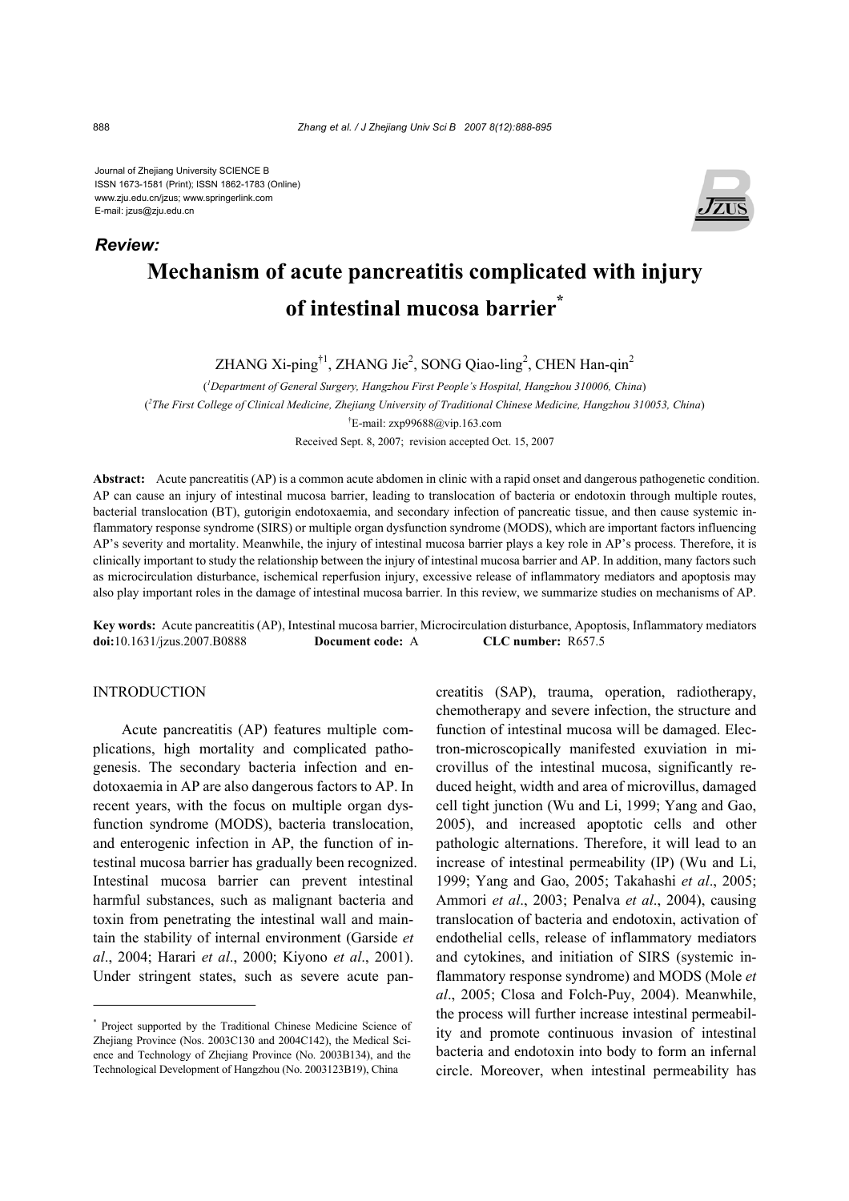Journal of Zhejiang University SCIENCE B
ISSN 1673-1581 (Print); ISSN 1862-1783 (Online)
www.zju.edu.cn/jzus; www.springerlink.com
E-mail: jzus@zju.edu.cn

***Review:***

# Mechanism of acute pancreatitis complicated with injury of intestinal mucosa barrier*

ZHANG Xi-ping[†1], ZHANG Jie[2], SONG Qiao-ling[2], CHEN Han-qin[2]

([1]Department of General Surgery, Hangzhou First People's Hospital, Hangzhou 310006, China)

([2]The First College of Clinical Medicine, Zhejiang University of Traditional Chinese Medicine, Hangzhou 310053, China)

[†]E-mail: zxp99688@vip.163.com

Received Sept. 8, 2007; revision accepted Oct. 15, 2007

**Abstract:** Acute pancreatitis (AP) is a common acute abdomen in clinic with a rapid onset and dangerous pathogenetic condition. AP can cause an injury of intestinal mucosa barrier, leading to translocation of bacteria or endotoxin through multiple routes, bacterial translocation (BT), gutorigin endotoxaemia, and secondary infection of pancreatic tissue, and then cause systemic inflammatory response syndrome (SIRS) or multiple organ dysfunction syndrome (MODS), which are important factors influencing AP's severity and mortality. Meanwhile, the injury of intestinal mucosa barrier plays a key role in AP's process. Therefore, it is clinically important to study the relationship between the injury of intestinal mucosa barrier and AP. In addition, many factors such as microcirculation disturbance, ischemical reperfusion injury, excessive release of inflammatory mediators and apoptosis may also play important roles in the damage of intestinal mucosa barrier. In this review, we summarize studies on mechanisms of AP.

**Key words:** Acute pancreatitis (AP), Intestinal mucosa barrier, Microcirculation disturbance, Apoptosis, Inflammatory mediators
**doi:**10.1631/jzus.2007.B0888 **Document code:** A **CLC number:** R657.5

## INTRODUCTION

Acute pancreatitis (AP) features multiple complications, high mortality and complicated pathogenesis. The secondary bacteria infection and endotoxaemia in AP are also dangerous factors to AP. In recent years, with the focus on multiple organ dysfunction syndrome (MODS), bacteria translocation, and enterogenic infection in AP, the function of intestinal mucosa barrier has gradually been recognized. Intestinal mucosa barrier can prevent intestinal harmful substances, such as malignant bacteria and toxin from penetrating the intestinal wall and maintain the stability of internal environment (Garside *et al*., 2004; Harari *et al*., 2000; Kiyono *et al*., 2001). Under stringent states, such as severe acute pancreatitis (SAP), trauma, operation, radiotherapy, chemotherapy and severe infection, the structure and function of intestinal mucosa will be damaged. Electron-microscopically manifested exuviation in microvillus of the intestinal mucosa, significantly reduced height, width and area of microvillus, damaged cell tight junction (Wu and Li, 1999; Yang and Gao, 2005), and increased apoptotic cells and other pathologic alternations. Therefore, it will lead to an increase of intestinal permeability (IP) (Wu and Li, 1999; Yang and Gao, 2005; Takahashi *et al*., 2005; Ammori *et al*., 2003; Penalva *et al*., 2004), causing translocation of bacteria and endotoxin, activation of endothelial cells, release of inflammatory mediators and cytokines, and initiation of SIRS (systemic inflammatory response syndrome) and MODS (Mole *et al*., 2005; Closa and Folch-Puy, 2004). Meanwhile, the process will further increase intestinal permeability and promote continuous invasion of intestinal bacteria and endotoxin into body to form an infernal circle. Moreover, when intestinal permeability has

---

* Project supported by the Traditional Chinese Medicine Science of Zhejiang Province (Nos. 2003C130 and 2004C142), the Medical Science and Technology of Zhejiang Province (No. 2003B134), and the Technological Development of Hangzhou (No. 2003123B19), China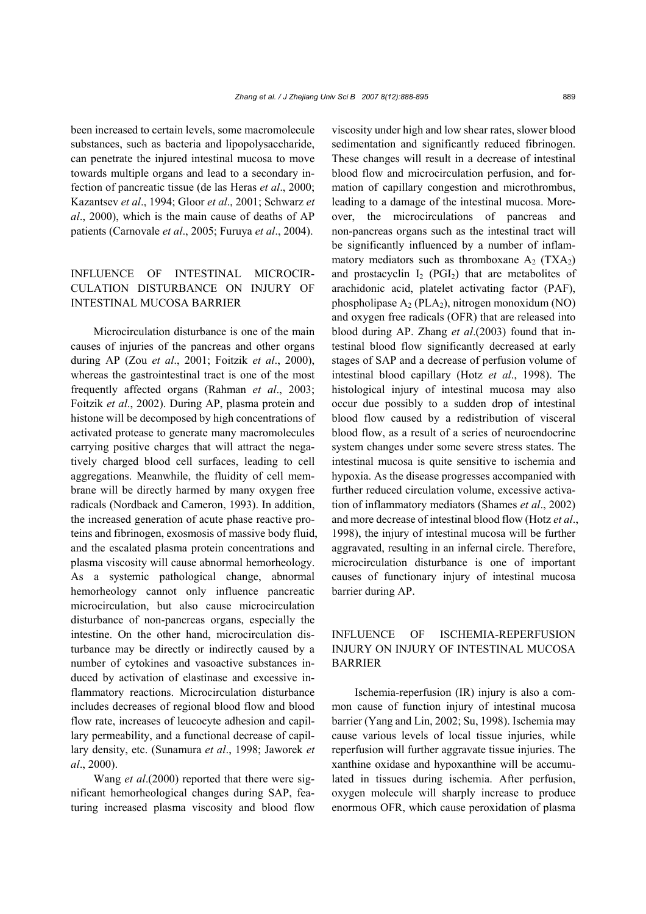been increased to certain levels, some macromolecule substances, such as bacteria and lipopolysaccharide, can penetrate the injured intestinal mucosa to move towards multiple organs and lead to a secondary infection of pancreatic tissue (de las Heras *et al*., 2000; Kazantsev *et al*., 1994; Gloor *et al*., 2001; Schwarz *et al*., 2000), which is the main cause of deaths of AP patients (Carnovale *et al*., 2005; Furuya *et al*., 2004).

## INFLUENCE OF INTESTINAL MICROCIRCULATION DISTURBANCE ON INJURY OF INTESTINAL MUCOSA BARRIER

Microcirculation disturbance is one of the main causes of injuries of the pancreas and other organs during AP (Zou *et al*., 2001; Foitzik *et al*., 2000), whereas the gastrointestinal tract is one of the most frequently affected organs (Rahman *et al*., 2003; Foitzik *et al*., 2002). During AP, plasma protein and histone will be decomposed by high concentrations of activated protease to generate many macromolecules carrying positive charges that will attract the negatively charged blood cell surfaces, leading to cell aggregations. Meanwhile, the fluidity of cell membrane will be directly harmed by many oxygen free radicals (Nordback and Cameron, 1993). In addition, the increased generation of acute phase reactive proteins and fibrinogen, exosmosis of massive body fluid, and the escalated plasma protein concentrations and plasma viscosity will cause abnormal hemorheology. As a systemic pathological change, abnormal hemorheology cannot only influence pancreatic microcirculation, but also cause microcirculation disturbance of non-pancreas organs, especially the intestine. On the other hand, microcirculation disturbance may be directly or indirectly caused by a number of cytokines and vasoactive substances induced by activation of elastinase and excessive inflammatory reactions. Microcirculation disturbance includes decreases of regional blood flow and blood flow rate, increases of leucocyte adhesion and capillary permeability, and a functional decrease of capillary density, etc. (Sunamura *et al*., 1998; Jaworek *et al*., 2000).

Wang *et al*.(2000) reported that there were significant hemorheological changes during SAP, featuring increased plasma viscosity and blood flow viscosity under high and low shear rates, slower blood sedimentation and significantly reduced fibrinogen. These changes will result in a decrease of intestinal blood flow and microcirculation perfusion, and formation of capillary congestion and microthrombus, leading to a damage of the intestinal mucosa. Moreover, the microcirculations of pancreas and non-pancreas organs such as the intestinal tract will be significantly influenced by a number of inflammatory mediators such as thromboxane $A_2$ ($TXA_2$) and prostacyclin $I_2$ ($PGI_2$) that are metabolites of arachidonic acid, platelet activating factor (PAF), phospholipase $A_2$ ($PLA_2$), nitrogen monoxidum (NO) and oxygen free radicals (OFR) that are released into blood during AP. Zhang *et al*.(2003) found that intestinal blood flow significantly decreased at early stages of SAP and a decrease of perfusion volume of intestinal blood capillary (Hotz *et al*., 1998). The histological injury of intestinal mucosa may also occur due possibly to a sudden drop of intestinal blood flow caused by a redistribution of visceral blood flow, as a result of a series of neuroendocrine system changes under some severe stress states. The intestinal mucosa is quite sensitive to ischemia and hypoxia. As the disease progresses accompanied with further reduced circulation volume, excessive activation of inflammatory mediators (Shames *et al*., 2002) and more decrease of intestinal blood flow (Hotz *et al*., 1998), the injury of intestinal mucosa will be further aggravated, resulting in an infernal circle. Therefore, microcirculation disturbance is one of important causes of functionary injury of intestinal mucosa barrier during AP.

## INFLUENCE OF ISCHEMIA-REPERFUSION INJURY ON INJURY OF INTESTINAL MUCOSA BARRIER

Ischemia-reperfusion (IR) injury is also a common cause of function injury of intestinal mucosa barrier (Yang and Lin, 2002; Su, 1998). Ischemia may cause various levels of local tissue injuries, while reperfusion will further aggravate tissue injuries. The xanthine oxidase and hypoxanthine will be accumulated in tissues during ischemia. After perfusion, oxygen molecule will sharply increase to produce enormous OFR, which cause peroxidation of plasma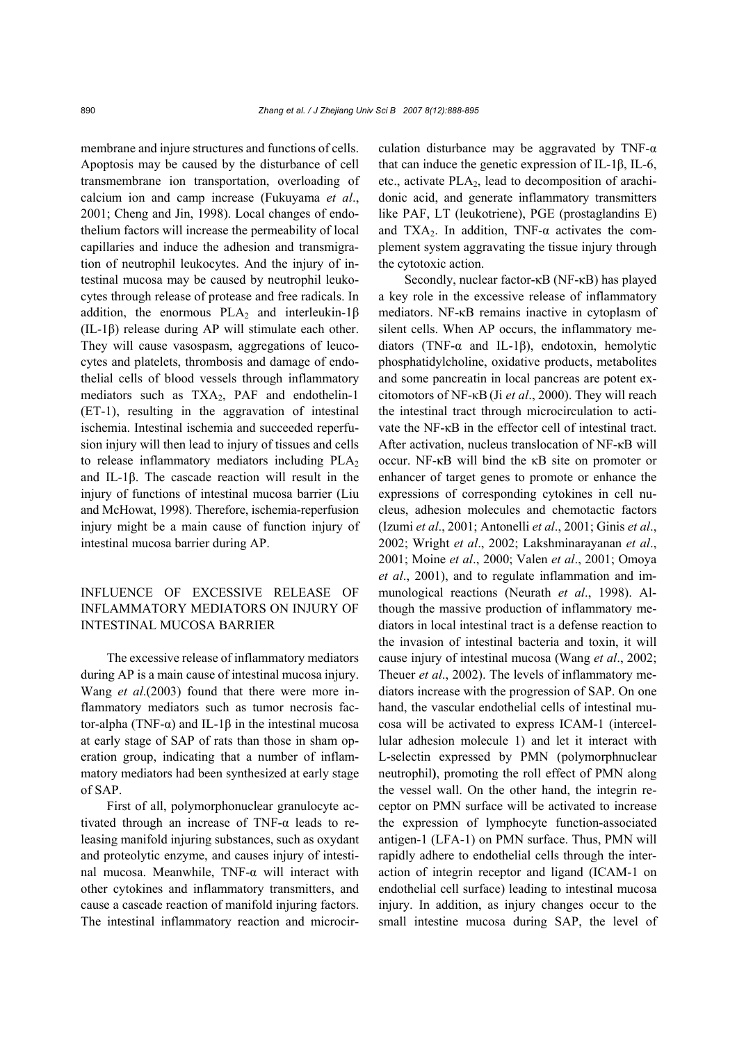membrane and injure structures and functions of cells. Apoptosis may be caused by the disturbance of cell transmembrane ion transportation, overloading of calcium ion and camp increase (Fukuyama *et al*., 2001; Cheng and Jin, 1998). Local changes of endothelium factors will increase the permeability of local capillaries and induce the adhesion and transmigration of neutrophil leukocytes. And the injury of intestinal mucosa may be caused by neutrophil leukocytes through release of protease and free radicals. In addition, the enormous $PLA_2$ and interleukin-1β (IL-1β) release during AP will stimulate each other. They will cause vasospasm, aggregations of leucocytes and platelets, thrombosis and damage of endothelial cells of blood vessels through inflammatory mediators such as $TXA_2$, PAF and endothelin-1 (ET-1), resulting in the aggravation of intestinal ischemia. Intestinal ischemia and succeeded reperfusion injury will then lead to injury of tissues and cells to release inflammatory mediators including $PLA_2$ and IL-1β. The cascade reaction will result in the injury of functions of intestinal mucosa barrier (Liu and McHowat, 1998). Therefore, ischemia-reperfusion injury might be a main cause of function injury of intestinal mucosa barrier during AP.

## INFLUENCE OF EXCESSIVE RELEASE OF INFLAMMATORY MEDIATORS ON INJURY OF INTESTINAL MUCOSA BARRIER

The excessive release of inflammatory mediators during AP is a main cause of intestinal mucosa injury. Wang *et al*.(2003) found that there were more inflammatory mediators such as tumor necrosis factor-alpha (TNF-α) and IL-1β in the intestinal mucosa at early stage of SAP of rats than those in sham operation group, indicating that a number of inflammatory mediators had been synthesized at early stage of SAP.

First of all, polymorphonuclear granulocyte activated through an increase of TNF-α leads to releasing manifold injuring substances, such as oxydant and proteolytic enzyme, and causes injury of intestinal mucosa. Meanwhile, TNF-α will interact with other cytokines and inflammatory transmitters, and cause a cascade reaction of manifold injuring factors. The intestinal inflammatory reaction and microcirculation disturbance may be aggravated by TNF-α that can induce the genetic expression of IL-1β, IL-6, etc., activate $PLA_2$, lead to decomposition of arachidonic acid, and generate inflammatory transmitters like PAF, LT (leukotriene), PGE (prostaglandins E) and $TXA_2$. In addition, TNF-α activates the complement system aggravating the tissue injury through the cytotoxic action.

Secondly, nuclear factor-κB (NF-κB) has played a key role in the excessive release of inflammatory mediators. NF-κB remains inactive in cytoplasm of silent cells. When AP occurs, the inflammatory mediators (TNF-α and IL-1β), endotoxin, hemolytic phosphatidylcholine, oxidative products, metabolites and some pancreatin in local pancreas are potent excitomotors of NF-κB (Ji *et al*., 2000). They will reach the intestinal tract through microcirculation to activate the NF-κB in the effector cell of intestinal tract. After activation, nucleus translocation of NF-κB will occur. NF-κB will bind the κB site on promoter or enhancer of target genes to promote or enhance the expressions of corresponding cytokines in cell nucleus, adhesion molecules and chemotactic factors (Izumi *et al*., 2001; Antonelli *et al*., 2001; Ginis *et al*., 2002; Wright *et al*., 2002; Lakshminarayanan *et al*., 2001; Moine *et al*., 2000; Valen *et al*., 2001; Omoya *et al*., 2001), and to regulate inflammation and immunological reactions (Neurath *et al*., 1998). Although the massive production of inflammatory mediators in local intestinal tract is a defense reaction to the invasion of intestinal bacteria and toxin, it will cause injury of intestinal mucosa (Wang *et al*., 2002; Theuer *et al*., 2002). The levels of inflammatory mediators increase with the progression of SAP. On one hand, the vascular endothelial cells of intestinal mucosa will be activated to express ICAM-1 (intercellular adhesion molecule 1) and let it interact with L-selectin expressed by PMN (polymorphnuclear neutrophil), promoting the roll effect of PMN along the vessel wall. On the other hand, the integrin receptor on PMN surface will be activated to increase the expression of lymphocyte function-associated antigen-1 (LFA-1) on PMN surface. Thus, PMN will rapidly adhere to endothelial cells through the interaction of integrin receptor and ligand (ICAM-1 on endothelial cell surface) leading to intestinal mucosa injury. In addition, as injury changes occur to the small intestine mucosa during SAP, the level of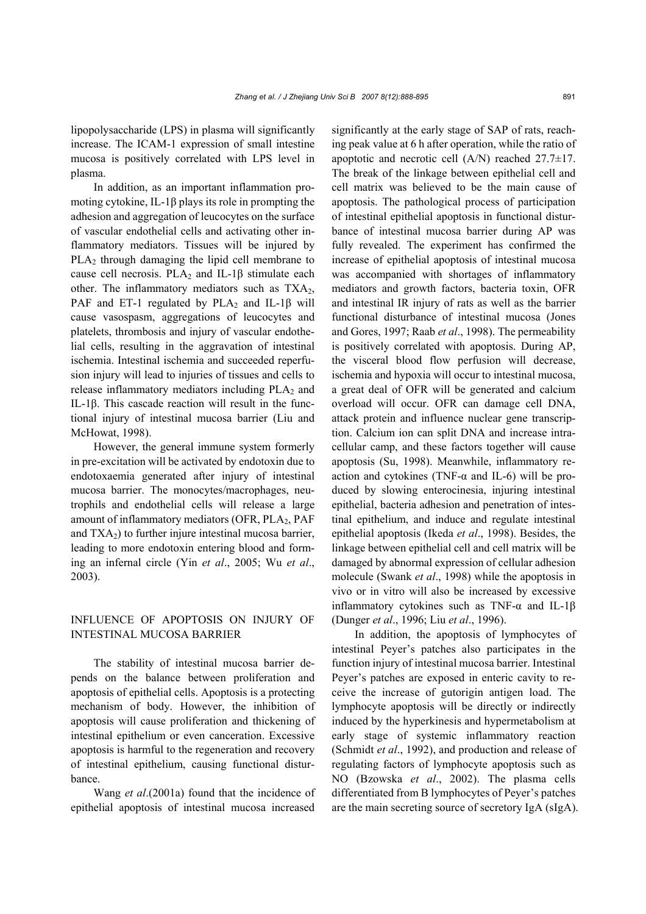lipopolysaccharide (LPS) in plasma will significantly increase. The ICAM-1 expression of small intestine mucosa is positively correlated with LPS level in plasma.

In addition, as an important inflammation promoting cytokine, IL-1β plays its role in prompting the adhesion and aggregation of leucocytes on the surface of vascular endothelial cells and activating other inflammatory mediators. Tissues will be injured by $PLA_2$ through damaging the lipid cell membrane to cause cell necrosis. $PLA_2$ and IL-1β stimulate each other. The inflammatory mediators such as $TXA_2$, PAF and ET-1 regulated by $PLA_2$ and IL-1β will cause vasospasm, aggregations of leucocytes and platelets, thrombosis and injury of vascular endothelial cells, resulting in the aggravation of intestinal ischemia. Intestinal ischemia and succeeded reperfusion injury will lead to injuries of tissues and cells to release inflammatory mediators including $PLA_2$ and IL-1β. This cascade reaction will result in the functional injury of intestinal mucosa barrier (Liu and McHowat, 1998).

However, the general immune system formerly in pre-excitation will be activated by endotoxin due to endotoxaemia generated after injury of intestinal mucosa barrier. The monocytes/macrophages, neutrophils and endothelial cells will release a large amount of inflammatory mediators (OFR, $PLA_2$, PAF and $TXA_2$) to further injure intestinal mucosa barrier, leading to more endotoxin entering blood and forming an infernal circle (Yin *et al*., 2005; Wu *et al*., 2003).

## INFLUENCE OF APOPTOSIS ON INJURY OF INTESTINAL MUCOSA BARRIER

The stability of intestinal mucosa barrier depends on the balance between proliferation and apoptosis of epithelial cells. Apoptosis is a protecting mechanism of body. However, the inhibition of apoptosis will cause proliferation and thickening of intestinal epithelium or even canceration. Excessive apoptosis is harmful to the regeneration and recovery of intestinal epithelium, causing functional disturbance.

Wang *et al*.(2001a) found that the incidence of epithelial apoptosis of intestinal mucosa increased significantly at the early stage of SAP of rats, reaching peak value at 6 h after operation, while the ratio of apoptotic and necrotic cell (A/N) reached 27.7±17. The break of the linkage between epithelial cell and cell matrix was believed to be the main cause of apoptosis. The pathological process of participation of intestinal epithelial apoptosis in functional disturbance of intestinal mucosa barrier during AP was fully revealed. The experiment has confirmed the increase of epithelial apoptosis of intestinal mucosa was accompanied with shortages of inflammatory mediators and growth factors, bacteria toxin, OFR and intestinal IR injury of rats as well as the barrier functional disturbance of intestinal mucosa (Jones and Gores, 1997; Raab *et al*., 1998). The permeability is positively correlated with apoptosis. During AP, the visceral blood flow perfusion will decrease, ischemia and hypoxia will occur to intestinal mucosa, a great deal of OFR will be generated and calcium overload will occur. OFR can damage cell DNA, attack protein and influence nuclear gene transcription. Calcium ion can split DNA and increase intracellular camp, and these factors together will cause apoptosis (Su, 1998). Meanwhile, inflammatory reaction and cytokines (TNF-α and IL-6) will be produced by slowing enterocinesia, injuring intestinal epithelial, bacteria adhesion and penetration of intestinal epithelium, and induce and regulate intestinal epithelial apoptosis (Ikeda *et al*., 1998). Besides, the linkage between epithelial cell and cell matrix will be damaged by abnormal expression of cellular adhesion molecule (Swank *et al*., 1998) while the apoptosis in vivo or in vitro will also be increased by excessive inflammatory cytokines such as TNF-α and IL-1β (Dunger *et al*., 1996; Liu *et al*., 1996).

In addition, the apoptosis of lymphocytes of intestinal Peyer's patches also participates in the function injury of intestinal mucosa barrier. Intestinal Peyer's patches are exposed in enteric cavity to receive the increase of gutorigin antigen load. The lymphocyte apoptosis will be directly or indirectly induced by the hyperkinesis and hypermetabolism at early stage of systemic inflammatory reaction (Schmidt *et al*., 1992), and production and release of regulating factors of lymphocyte apoptosis such as NO (Bzowska *et al*., 2002). The plasma cells differentiated from B lymphocytes of Peyer's patches are the main secreting source of secretory IgA (sIgA).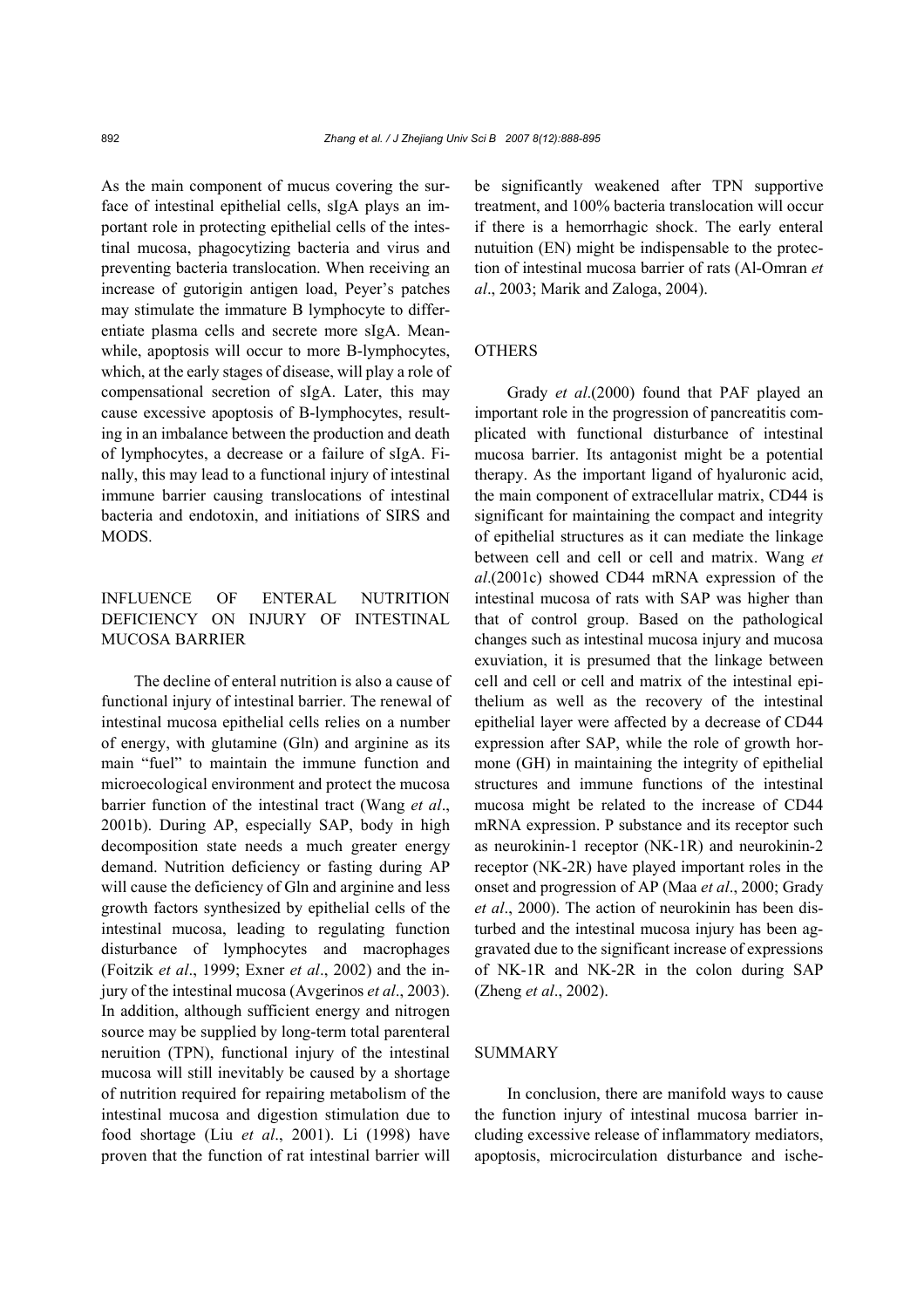As the main component of mucus covering the surface of intestinal epithelial cells, sIgA plays an important role in protecting epithelial cells of the intestinal mucosa, phagocytizing bacteria and virus and preventing bacteria translocation. When receiving an increase of gutorigin antigen load, Peyer's patches may stimulate the immature B lymphocyte to differentiate plasma cells and secrete more sIgA. Meanwhile, apoptosis will occur to more B-lymphocytes, which, at the early stages of disease, will play a role of compensational secretion of sIgA. Later, this may cause excessive apoptosis of B-lymphocytes, resulting in an imbalance between the production and death of lymphocytes, a decrease or a failure of sIgA. Finally, this may lead to a functional injury of intestinal immune barrier causing translocations of intestinal bacteria and endotoxin, and initiations of SIRS and MODS.

## INFLUENCE OF ENTERAL NUTRITION DEFICIENCY ON INJURY OF INTESTINAL MUCOSA BARRIER

The decline of enteral nutrition is also a cause of functional injury of intestinal barrier. The renewal of intestinal mucosa epithelial cells relies on a number of energy, with glutamine (Gln) and arginine as its main "fuel" to maintain the immune function and microecological environment and protect the mucosa barrier function of the intestinal tract (Wang *et al*., 2001b). During AP, especially SAP, body in high decomposition state needs a much greater energy demand. Nutrition deficiency or fasting during AP will cause the deficiency of Gln and arginine and less growth factors synthesized by epithelial cells of the intestinal mucosa, leading to regulating function disturbance of lymphocytes and macrophages (Foitzik *et al*., 1999; Exner *et al*., 2002) and the injury of the intestinal mucosa (Avgerinos *et al*., 2003). In addition, although sufficient energy and nitrogen source may be supplied by long-term total parenteral neruition (TPN), functional injury of the intestinal mucosa will still inevitably be caused by a shortage of nutrition required for repairing metabolism of the intestinal mucosa and digestion stimulation due to food shortage (Liu *et al*., 2001). Li (1998) have proven that the function of rat intestinal barrier will be significantly weakened after TPN supportive treatment, and 100% bacteria translocation will occur if there is a hemorrhagic shock. The early enteral nutuition (EN) might be indispensable to the protection of intestinal mucosa barrier of rats (Al-Omran *et al*., 2003; Marik and Zaloga, 2004).

## OTHERS

Grady *et al*.(2000) found that PAF played an important role in the progression of pancreatitis complicated with functional disturbance of intestinal mucosa barrier. Its antagonist might be a potential therapy. As the important ligand of hyaluronic acid, the main component of extracellular matrix, CD44 is significant for maintaining the compact and integrity of epithelial structures as it can mediate the linkage between cell and cell or cell and matrix. Wang *et al*.(2001c) showed CD44 mRNA expression of the intestinal mucosa of rats with SAP was higher than that of control group. Based on the pathological changes such as intestinal mucosa injury and mucosa exuviation, it is presumed that the linkage between cell and cell or cell and matrix of the intestinal epithelium as well as the recovery of the intestinal epithelial layer were affected by a decrease of CD44 expression after SAP, while the role of growth hormone (GH) in maintaining the integrity of epithelial structures and immune functions of the intestinal mucosa might be related to the increase of CD44 mRNA expression. P substance and its receptor such as neurokinin-1 receptor (NK-1R) and neurokinin-2 receptor (NK-2R) have played important roles in the onset and progression of AP (Maa *et al*., 2000; Grady *et al*., 2000). The action of neurokinin has been disturbed and the intestinal mucosa injury has been aggravated due to the significant increase of expressions of NK-1R and NK-2R in the colon during SAP (Zheng *et al*., 2002).

## SUMMARY

In conclusion, there are manifold ways to cause the function injury of intestinal mucosa barrier including excessive release of inflammatory mediators, apoptosis, microcirculation disturbance and ische-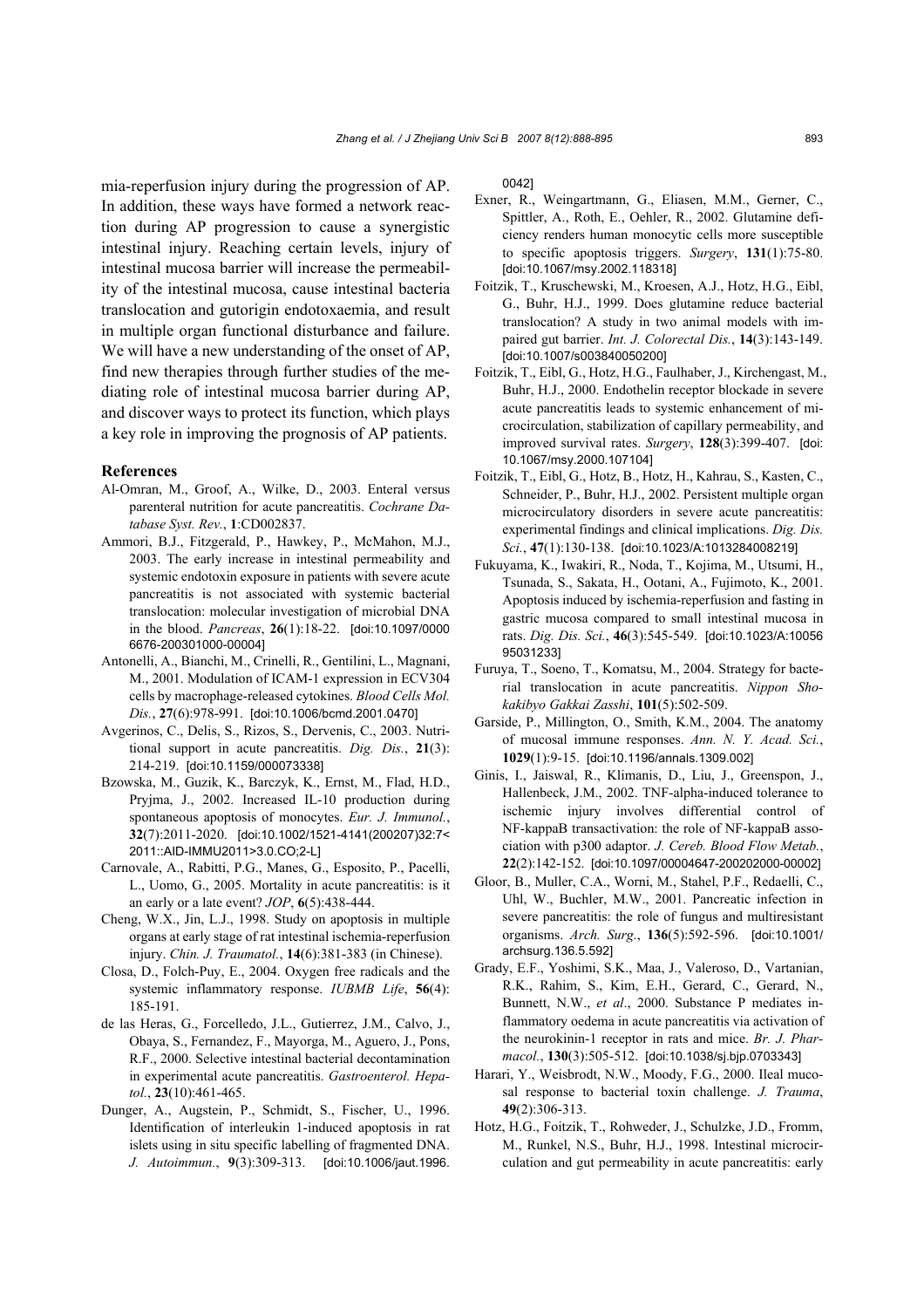mia-reperfusion injury during the progression of AP. In addition, these ways have formed a network reaction during AP progression to cause a synergistic intestinal injury. Reaching certain levels, injury of intestinal mucosa barrier will increase the permeability of the intestinal mucosa, cause intestinal bacteria translocation and gutorigin endotoxaemia, and result in multiple organ functional disturbance and failure. We will have a new understanding of the onset of AP, find new therapies through further studies of the mediating role of intestinal mucosa barrier during AP, and discover ways to protect its function, which plays a key role in improving the prognosis of AP patients.

## References

Al-Omran, M., Groof, A., Wilke, D., 2003. Enteral versus parenteral nutrition for acute pancreatitis. *Cochrane Database Syst. Rev.*, **1**:CD002837.

Ammori, B.J., Fitzgerald, P., Hawkey, P., McMahon, M.J., 2003. The early increase in intestinal permeability and systemic endotoxin exposure in patients with severe acute pancreatitis is not associated with systemic bacterial translocation: molecular investigation of microbial DNA in the blood. *Pancreas*, **26**(1):18-22. [doi:10.1097/00006676-200301000-00004]

Antonelli, A., Bianchi, M., Crinelli, R., Gentilini, L., Magnani, M., 2001. Modulation of ICAM-1 expression in ECV304 cells by macrophage-released cytokines. *Blood Cells Mol. Dis.*, **27**(6):978-991. [doi:10.1006/bcmd.2001.0470]

Avgerinos, C., Delis, S., Rizos, S., Dervenis, C., 2003. Nutritional support in acute pancreatitis. *Dig. Dis.*, **21**(3): 214-219. [doi:10.1159/000073338]

Bzowska, M., Guzik, K., Barczyk, K., Ernst, M., Flad, H.D., Pryjma, J., 2002. Increased IL-10 production during spontaneous apoptosis of monocytes. *Eur. J. Immunol.*, **32**(7):2011-2020. [doi:10.1002/1521-4141(200207)32:7<2011::AID-IMMU2011>3.0.CO;2-L]

Carnovale, A., Rabitti, P.G., Manes, G., Esposito, P., Pacelli, L., Uomo, G., 2005. Mortality in acute pancreatitis: is it an early or a late event? *JOP*, **6**(5):438-444.

Cheng, W.X., Jin, L.J., 1998. Study on apoptosis in multiple organs at early stage of rat intestinal ischemia-reperfusion injury. *Chin. J. Traumatol.*, **14**(6):381-383 (in Chinese).

Closa, D., Folch-Puy, E., 2004. Oxygen free radicals and the systemic inflammatory response. *IUBMB Life*, **56**(4): 185-191.

de las Heras, G., Forcelledo, J.L., Gutierrez, J.M., Calvo, J., Obaya, S., Fernandez, F., Mayorga, M., Aguero, J., Pons, R.F., 2000. Selective intestinal bacterial decontamination in experimental acute pancreatitis. *Gastroenterol. Hepatol.*, **23**(10):461-465.

Dunger, A., Augstein, P., Schmidt, S., Fischer, U., 1996. Identification of interleukin 1-induced apoptosis in rat islets using in situ specific labelling of fragmented DNA. *J. Autoimmun.*, **9**(3):309-313. [doi:10.1006/jaut.1996.0042]

Exner, R., Weingartmann, G., Eliasen, M.M., Gerner, C., Spittler, A., Roth, E., Oehler, R., 2002. Glutamine deficiency renders human monocytic cells more susceptible to specific apoptosis triggers. *Surgery*, **131**(1):75-80. [doi:10.1067/msy.2002.118318]

Foitzik, T., Kruschewski, M., Kroesen, A.J., Hotz, H.G., Eibl, G., Buhr, H.J., 1999. Does glutamine reduce bacterial translocation? A study in two animal models with impaired gut barrier. *Int. J. Colorectal Dis.*, **14**(3):143-149. [doi:10.1007/s003840050200]

Foitzik, T., Eibl, G., Hotz, H.G., Faulhaber, J., Kirchengast, M., Buhr, H.J., 2000. Endothelin receptor blockade in severe acute pancreatitis leads to systemic enhancement of microcirculation, stabilization of capillary permeability, and improved survival rates. *Surgery*, **128**(3):399-407. [doi:10.1067/msy.2000.107104]

Foitzik, T., Eibl, G., Hotz, B., Hotz, H., Kahrau, S., Kasten, C., Schneider, P., Buhr, H.J., 2002. Persistent multiple organ microcirculatory disorders in severe acute pancreatitis: experimental findings and clinical implications. *Dig. Dis. Sci.*, **47**(1):130-138. [doi:10.1023/A:1013284008219]

Fukuyama, K., Iwakiri, R., Noda, T., Kojima, M., Utsumi, H., Tsunada, S., Sakata, H., Ootani, A., Fujimoto, K., 2001. Apoptosis induced by ischemia-reperfusion and fasting in gastric mucosa compared to small intestinal mucosa in rats. *Dig. Dis. Sci.*, **46**(3):545-549. [doi:10.1023/A:1005695031233]

Furuya, T., Soeno, T., Komatsu, M., 2004. Strategy for bacterial translocation in acute pancreatitis. *Nippon Shokakibyo Gakkai Zasshi*, **101**(5):502-509.

Garside, P., Millington, O., Smith, K.M., 2004. The anatomy of mucosal immune responses. *Ann. N. Y. Acad. Sci.*, **1029**(1):9-15. [doi:10.1196/annals.1309.002]

Ginis, I., Jaiswal, R., Klimanis, D., Liu, J., Greenspon, J., Hallenbeck, J.M., 2002. TNF-alpha-induced tolerance to ischemic injury involves differential control of NF-kappaB transactivation: the role of NF-kappaB association with p300 adaptor. *J. Cereb. Blood Flow Metab.*, **22**(2):142-152. [doi:10.1097/00004647-200202000-00002]

Gloor, B., Muller, C.A., Worni, M., Stahel, P.F., Redaelli, C., Uhl, W., Buchler, M.W., 2001. Pancreatic infection in severe pancreatitis: the role of fungus and multiresistant organisms. *Arch. Surg.*, **136**(5):592-596. [doi:10.1001/archsurg.136.5.592]

Grady, E.F., Yoshimi, S.K., Maa, J., Valeroso, D., Vartanian, R.K., Rahim, S., Kim, E.H., Gerard, C., Gerard, N., Bunnett, N.W., *et al*., 2000. Substance P mediates inflammatory oedema in acute pancreatitis via activation of the neurokinin-1 receptor in rats and mice. *Br. J. Pharmacol.*, **130**(3):505-512. [doi:10.1038/sj.bjp.0703343]

Harari, Y., Weisbrodt, N.W., Moody, F.G., 2000. Ileal mucosal response to bacterial toxin challenge. *J. Trauma*, **49**(2):306-313.

Hotz, H.G., Foitzik, T., Rohweder, J., Schulzke, J.D., Fromm, M., Runkel, N.S., Buhr, H.J., 1998. Intestinal microcirculation and gut permeability in acute pancreatitis: early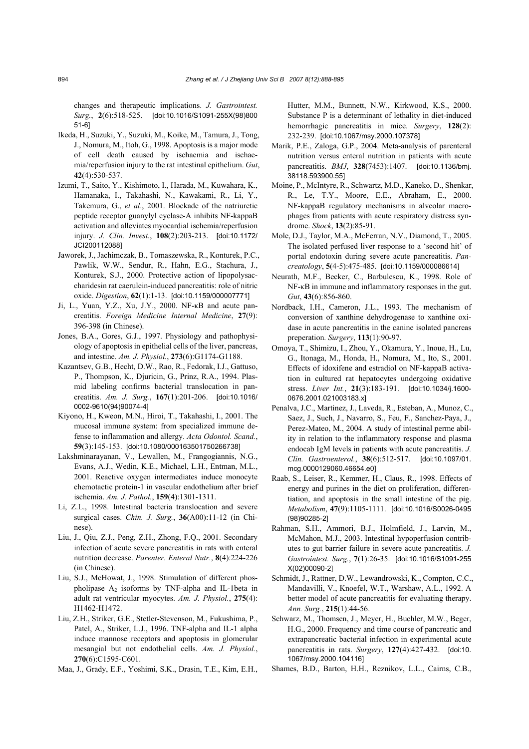changes and therapeutic implications. *J. Gastrointest. Surg.*, **2**(6):518-525. [doi:10.1016/S1091-255X(98)80051-6]

Ikeda, H., Suzuki, Y., Suzuki, M., Koike, M., Tamura, J., Tong, J., Nomura, M., Itoh, G., 1998. Apoptosis is a major mode of cell death caused by ischaemia and ischaemia/reperfusion injury to the rat intestinal epithelium. *Gut*, **42**(4):530-537.

Izumi, T., Saito, Y., Kishimoto, I., Harada, M., Kuwahara, K., Hamanaka, I., Takahashi, N., Kawakami, R., Li, Y., Takemura, G., *et al*., 2001. Blockade of the natriuretic peptide receptor guanylyl cyclase-A inhibits NF-kappaB activation and alleviates myocardial ischemia/reperfusion injury. *J. Clin. Invest.*, **108**(2):203-213. [doi:10.1172/JCI200112088]

Jaworek, J., Jachimczak, B., Tomaszewska, R., Konturek, P.C., Pawlik, W.W., Sendur, R., Hahn, E.G., Stachura, J., Konturek, S.J., 2000. Protective action of lipopolysaccharidesin rat caerulein-induced pancreatitis: role of nitric oxide. *Digestion*, **62**(1):1-13. [doi:10.1159/000007771]

Ji, L., Yuan, Y.Z., Xu, J.Y., 2000. NF-κB and acute pancreatitis. *Foreign Medicine Internal Medicine*, **27**(9): 396-398 (in Chinese).

Jones, B.A., Gores, G.J., 1997. Physiology and pathophysiology of apoptosis in epithelial cells of the liver, pancreas, and intestine. *Am. J. Physiol.*, **273**(6):G1174-G1188.

Kazantsev, G.B., Hecht, D.W., Rao, R., Fedorak, I.J., Gattuso, P., Thompson, K., Djuricin, G., Prinz, R.A., 1994. Plasmid labeling confirms bacterial translocation in pancreatitis. *Am. J. Surg.*, **167**(1):201-206. [doi:10.1016/0002-9610(94)90074-4]

Kiyono, H., Kweon, M.N., Hiroi, T., Takahashi, I., 2001. The mucosal immune system: from specialized immune defense to inflammation and allergy. *Acta Odontol. Scand.*, **59**(3):145-153. [doi:10.1080/000163501750266738]

Lakshminarayanan, V., Lewallen, M., Frangogiannis, N.G., Evans, A.J., Wedin, K.E., Michael, L.H., Entman, M.L., 2001. Reactive oxygen intermediates induce monocyte chemotactic protein-1 in vascular endothelium after brief ischemia. *Am. J. Pathol.*, **159**(4):1301-1311.

Li, Z.L., 1998. Intestinal bacteria translocation and severe surgical cases. *Chin. J. Surg.*, **36**(A00):11-12 (in Chinese).

Liu, J., Qiu, Z.J., Peng, Z.H., Zhong, F.Q., 2001. Secondary infection of acute severe pancreatitis in rats with enteral nutrition decrease. *Parenter. Enteral Nutr.*, **8**(4):224-226 (in Chinese).

Liu, S.J., McHowat, J., 1998. Stimulation of different phospholipase $A_2$ isoforms by TNF-alpha and IL-1beta in adult rat ventricular myocytes. *Am. J. Physiol.*, **275**(4): H1462-H1472.

Liu, Z.H., Striker, G.E., Stetler-Stevenson, M., Fukushima, P., Patel, A., Striker, L.J., 1996. TNF-alpha and IL-1 alpha induce mannose receptors and apoptosis in glomerular mesangial but not endothelial cells. *Am. J. Physiol.*, **270**(6):C1595-C601.

Maa, J., Grady, E.F., Yoshimi, S.K., Drasin, T.E., Kim, E.H., Hutter, M.M., Bunnett, N.W., Kirkwood, K.S., 2000. Substance P is a determinant of lethality in diet-induced hemorrhagic pancreatitis in mice. *Surgery*, **128**(2): 232-239. [doi:10.1067/msy.2000.107378]

Marik, P.E., Zaloga, G.P., 2004. Meta-analysis of parenteral nutrition versus enteral nutrition in patients with acute pancreatitis. *BMJ*, **328**(7453):1407. [doi:10.1136/bmj.38118.593900.55]

Moine, P., McIntyre, R., Schwartz, M.D., Kaneko, D., Shenkar, R., Le, T.Y., Moore, E.E., Abraham, E., 2000. NF-kappaB regulatory mechanisms in alveolar macrophages from patients with acute respiratory distress syndrome. *Shock*, **13**(2):85-91.

Mole, D.J., Taylor, M.A., McFerran, N.V., Diamond, T., 2005. The isolated perfused liver response to a 'second hit' of portal endotoxin during severe acute pancreatitis. *Pancreatology*, **5**(4-5):475-485. [doi:10.1159/000086614]

Neurath, M.F., Becker, C., Barbulescu, K., 1998. Role of NF-κB in immune and inflammatory responses in the gut. *Gut*, **43**(6):856-860.

Nordback, I.H., Cameron, J.L., 1993. The mechanism of conversion of xanthine dehydrogenase to xanthine oxidase in acute pancreatitis in the canine isolated pancreas preperation. *Surgery*, **113**(1):90-97.

Omoya, T., Shimizu, I., Zhou, Y., Okamura, Y., Inoue, H., Lu, G., Itonaga, M., Honda, H., Nomura, M., Ito, S., 2001. Effects of idoxifene and estradiol on NF-kappaB activation in cultured rat hepatocytes undergoing oxidative stress. *Liver Int.*, **21**(3):183-191. [doi:10.1034/j.1600-0676.2001.021003183.x]

Penalva, J.C., Martinez, J., Laveda, R., Esteban, A., Munoz, C., Saez, J., Such, J., Navarro, S., Feu, F., Sanchez-Paya, J., Perez-Mateo, M., 2004. A study of intestinal perme ability in relation to the inflammatory response and plasma endocab IgM levels in patients with acute pancreatitis. *J. Clin. Gastroenterol.*, **38**(6):512-517. [doi:10.1097/01.mcg.0000129060.46654.e0]

Raab, S., Leiser, R., Kemmer, H., Claus, R., 1998. Effects of energy and purines in the diet on proliferation, differentiation, and apoptosis in the small intestine of the pig. *Metabolism*, **47**(9):1105-1111. [doi:10.1016/S0026-0495(98)90285-2]

Rahman, S.H., Ammori, B.J., Holmfield, J., Larvin, M., McMahon, M.J., 2003. Intestinal hypoperfusion contributes to gut barrier failure in severe acute pancreatitis. *J. Gastrointest. Surg.*, **7**(1):26-35. [doi:10.1016/S1091-255X(02)00090-2]

Schmidt, J., Rattner, D.W., Lewandrowski, K., Compton, C.C., Mandavilli, V., Knoefel, W.T., Warshaw, A.L., 1992. A better model of acute pancreatitis for evaluating therapy. *Ann. Surg.*, **215**(1):44-56.

Schwarz, M., Thomsen, J., Meyer, H., Buchler, M.W., Beger, H.G., 2000. Frequency and time course of pancreatic and extrapancreatic bacterial infection in experimental acute pancreatitis in rats. *Surgery*, **127**(4):427-432. [doi:10.1067/msy.2000.104116]

Shames, B.D., Barton, H.H., Reznikov, L.L., Cairns, C.B.,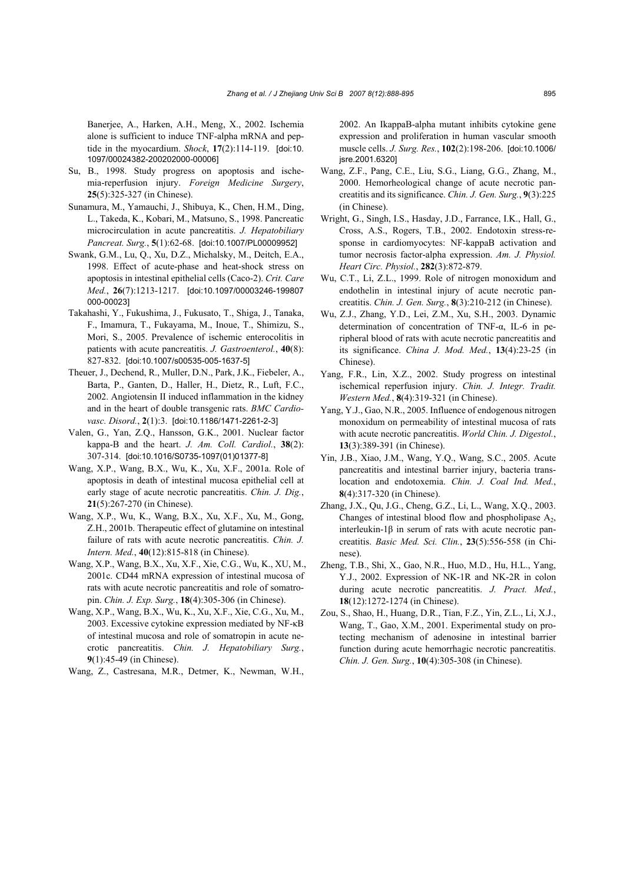Banerjee, A., Harken, A.H., Meng, X., 2002. Ischemia alone is sufficient to induce TNF-alpha mRNA and peptide in the myocardium. *Shock*, **17**(2):114-119. [doi:10.1097/00024382-200202000-00006]

Su, B., 1998. Study progress on apoptosis and ischemia-reperfusion injury. *Foreign Medicine Surgery*, **25**(5):325-327 (in Chinese).

Sunamura, M., Yamauchi, J., Shibuya, K., Chen, H.M., Ding, L., Takeda, K., Kobari, M., Matsuno, S., 1998. Pancreatic microcirculation in acute pancreatitis. *J. Hepatobiliary Pancreat. Surg.*, **5**(1):62-68. [doi:10.1007/PL00009952]

Swank, G.M., Lu, Q., Xu, D.Z., Michalsky, M., Deitch, E.A., 1998. Effect of acute-phase and heat-shock stress on apoptosis in intestinal epithelial cells (Caco-2). *Crit. Care Med.*, **26**(7):1213-1217. [doi:10.1097/00003246-199807000-00023]

Takahashi, Y., Fukushima, J., Fukusato, T., Shiga, J., Tanaka, F., Imamura, T., Fukayama, M., Inoue, T., Shimizu, S., Mori, S., 2005. Prevalence of ischemic enterocolitis in patients with acute pancreatitis. *J. Gastroenterol.*, **40**(8): 827-832. [doi:10.1007/s00535-005-1637-5]

Theuer, J., Dechend, R., Muller, D.N., Park, J.K., Fiebeler, A., Barta, P., Ganten, D., Haller, H., Dietz, R., Luft, F.C., 2002. Angiotensin II induced inflammation in the kidney and in the heart of double transgenic rats. *BMC Cardiovasc. Disord.*, **2**(1):3. [doi:10.1186/1471-2261-2-3]

Valen, G., Yan, Z.Q., Hansson, G.K., 2001. Nuclear factor kappa-B and the heart. *J. Am. Coll. Cardiol.*, **38**(2): 307-314. [doi:10.1016/S0735-1097(01)01377-8]

Wang, X.P., Wang, B.X., Wu, K., Xu, X.F., 2001a. Role of apoptosis in death of intestinal mucosa epithelial cell at early stage of acute necrotic pancreatitis. *Chin. J. Dig.*, **21**(5):267-270 (in Chinese).

Wang, X.P., Wu, K., Wang, B.X., Xu, X.F., Xu, M., Gong, Z.H., 2001b. Therapeutic effect of glutamine on intestinal failure of rats with acute necrotic pancreatitis. *Chin. J. Intern. Med.*, **40**(12):815-818 (in Chinese).

Wang, X.P., Wang, B.X., Xu, X.F., Xie, C.G., Wu, K., XU, M., 2001c. CD44 mRNA expression of intestinal mucosa of rats with acute necrotic pancreatitis and role of somatropin. *Chin. J. Exp. Surg.*, **18**(4):305-306 (in Chinese).

Wang, X.P., Wang, B.X., Wu, K., Xu, X.F., Xie, C.G., Xu, M., 2003. Excessive cytokine expression mediated by NF-κB of intestinal mucosa and role of somatropin in acute necrotic pancreatitis. *Chin. J. Hepatobiliary Surg.*, **9**(1):45-49 (in Chinese).

Wang, Z., Castresana, M.R., Detmer, K., Newman, W.H., 2002. An IkappaB-alpha mutant inhibits cytokine gene expression and proliferation in human vascular smooth muscle cells. *J. Surg. Res.*, **102**(2):198-206. [doi:10.1006/jsre.2001.6320]

Wang, Z.F., Pang, C.E., Liu, S.G., Liang, G.G., Zhang, M., 2000. Hemorheological change of acute necrotic pancreatitis and its significance. *Chin. J. Gen. Surg.*, **9**(3):225 (in Chinese).

Wright, G., Singh, I.S., Hasday, J.D., Farrance, I.K., Hall, G., Cross, A.S., Rogers, T.B., 2002. Endotoxin stress-response in cardiomyocytes: NF-kappaB activation and tumor necrosis factor-alpha expression. *Am. J. Physiol. Heart Circ. Physiol.*, **282**(3):872-879.

Wu, C.T., Li, Z.L., 1999. Role of nitrogen monoxidum and endothelin in intestinal injury of acute necrotic pancreatitis. *Chin. J. Gen. Surg.*, **8**(3):210-212 (in Chinese).

Wu, Z.J., Zhang, Y.D., Lei, Z.M., Xu, S.H., 2003. Dynamic determination of concentration of TNF-α, IL-6 in peripheral blood of rats with acute necrotic pancreatitis and its significance. *China J. Mod. Med.*, **13**(4):23-25 (in Chinese).

Yang, F.R., Lin, X.Z., 2002. Study progress on intestinal ischemical reperfusion injury. *Chin. J. Integr. Tradit. Western Med.*, **8**(4):319-321 (in Chinese).

Yang, Y.J., Gao, N.R., 2005. Influence of endogenous nitrogen monoxidum on permeability of intestinal mucosa of rats with acute necrotic pancreatitis. *World Chin. J. Digestol.*, **13**(3):389-391 (in Chinese).

Yin, J.B., Xiao, J.M., Wang, Y.Q., Wang, S.C., 2005. Acute pancreatitis and intestinal barrier injury, bacteria translocation and endotoxemia. *Chin. J. Coal Ind. Med.*, **8**(4):317-320 (in Chinese).

Zhang, J.X., Qu, J.G., Cheng, G.Z., Li, L., Wang, X.Q., 2003. Changes of intestinal blood flow and phospholipase $A_2$, interleukin-1β in serum of rats with acute necrotic pancreatitis. *Basic Med. Sci. Clin.*, **23**(5):556-558 (in Chinese).

Zheng, T.B., Shi, X., Gao, N.R., Huo, M.D., Hu, H.L., Yang, Y.J., 2002. Expression of NK-1R and NK-2R in colon during acute necrotic pancreatitis. *J. Pract. Med.*, **18**(12):1272-1274 (in Chinese).

Zou, S., Shao, H., Huang, D.R., Tian, F.Z., Yin, Z.L., Li, X.J., Wang, T., Gao, X.M., 2001. Experimental study on protecting mechanism of adenosine in intestinal barrier function during acute hemorrhagic necrotic pancreatitis. *Chin. J. Gen. Surg.*, **10**(4):305-308 (in Chinese).